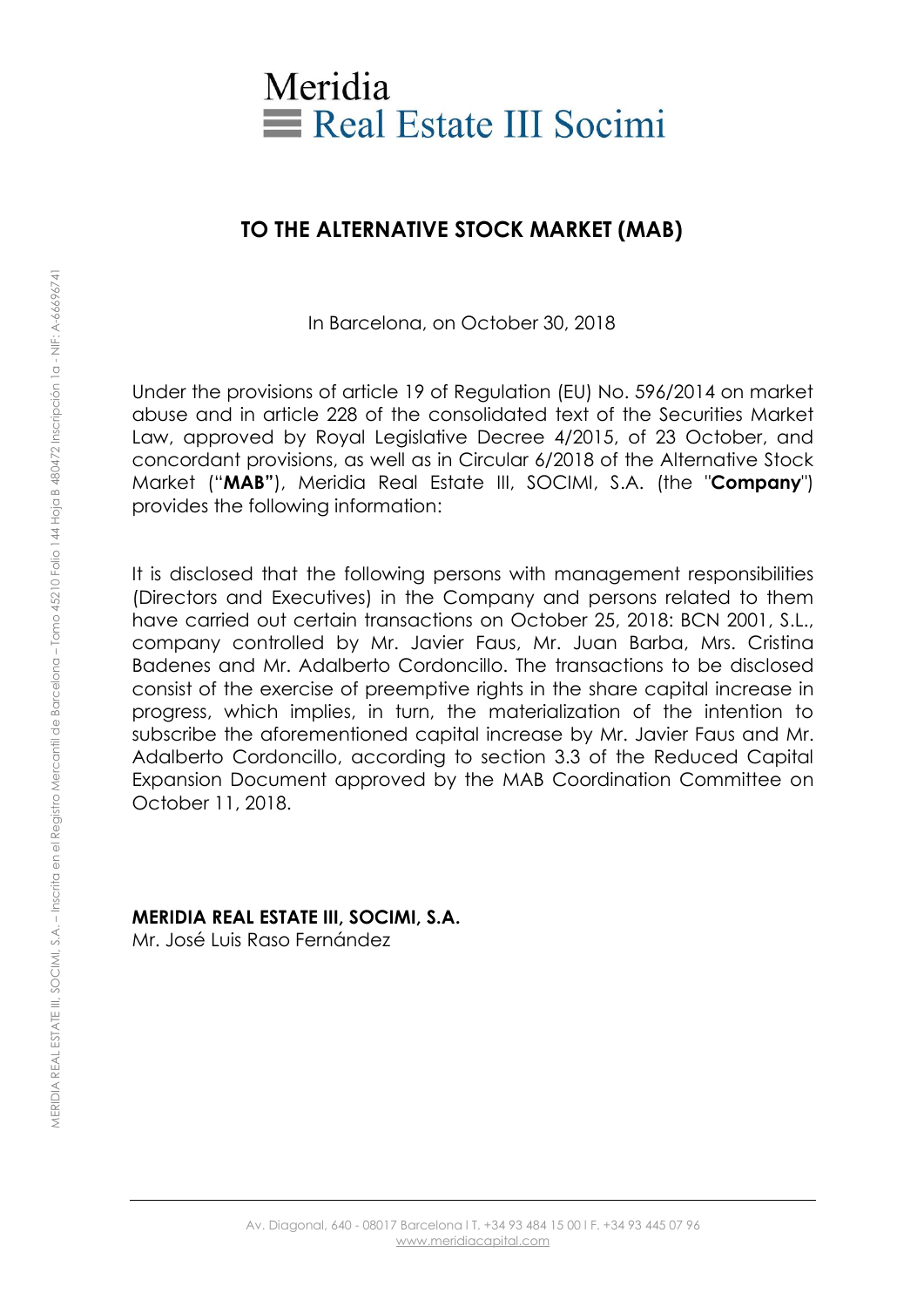Meridia
Real Estate III Socimi

## TO THE ALTERNATIVE STOCK MARKET (MAB)

In Barcelona, on October 30, 2018

Under the provisions of article 19 of Regulation (EU) No. 596/2014 on market abuse and in article 228 of the consolidated text of the Securities Market Law, approved by Royal Legislative Decree 4/2015, of 23 October, and concordant provisions, as well as in Circular 6/2018 of the Alternative Stock Market ("**MAB"**), Meridia Real Estate III, SOCIMI, S.A. (the "**Company**") provides the following information:

It is disclosed that the following persons with management responsibilities (Directors and Executives) in the Company and persons related to them have carried out certain transactions on October 25, 2018: BCN 2001, S.L., company controlled by Mr. Javier Faus, Mr. Juan Barba, Mrs. Cristina Badenes and Mr. Adalberto Cordoncillo. The transactions to be disclosed consist of the exercise of preemptive rights in the share capital increase in progress, which implies, in turn, the materialization of the intention to subscribe the aforementioned capital increase by Mr. Javier Faus and Mr. Adalberto Cordoncillo, according to section 3.3 of the Reduced Capital Expansion Document approved by the MAB Coordination Committee on October 11, 2018.

**MERIDIA REAL ESTATE III, SOCIMI, S.A.**
Mr. José Luis Raso Fernández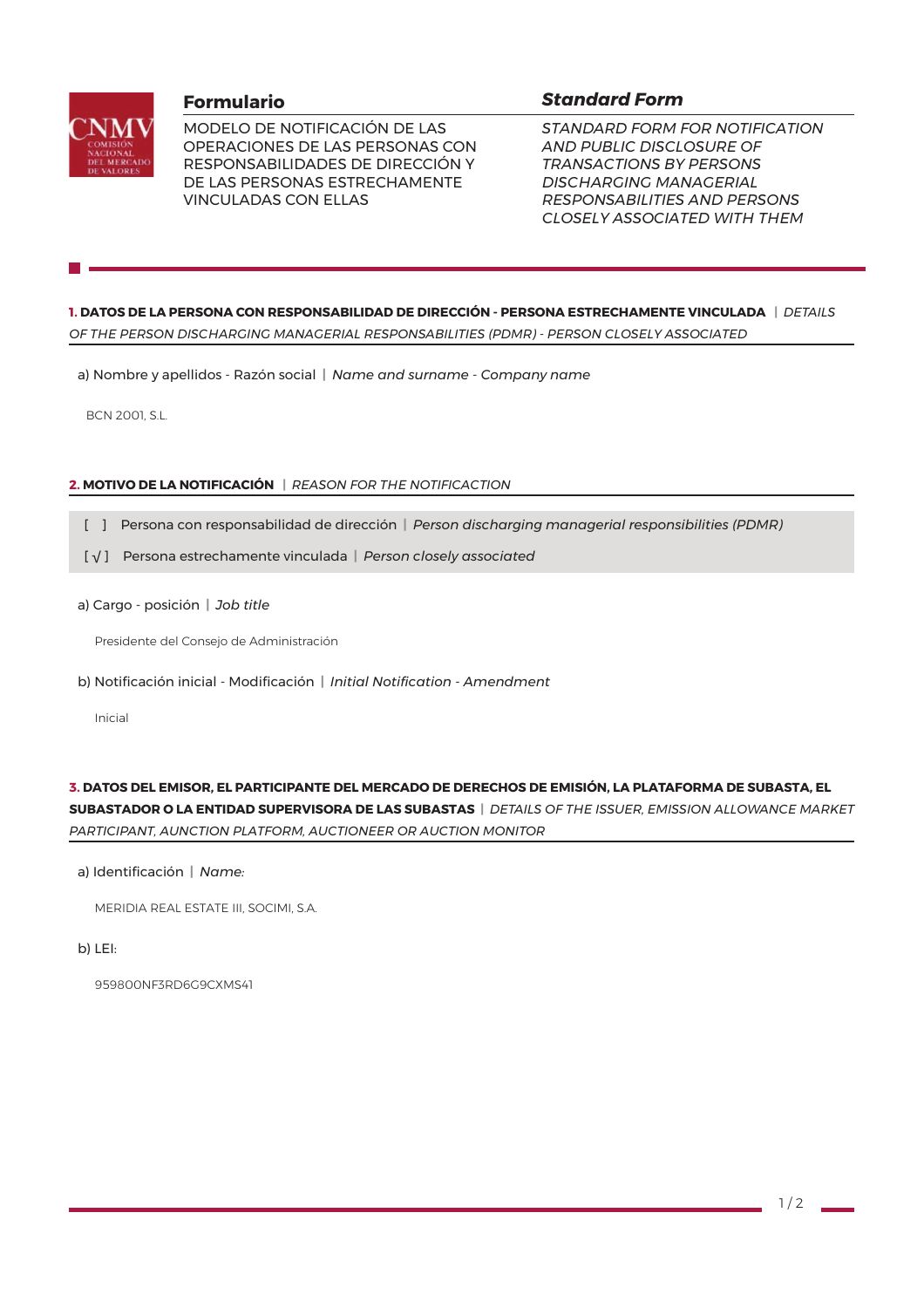## Formulario

MODELO DE NOTIFICACIÓN DE LAS OPERACIONES DE LAS PERSONAS CON RESPONSABILIDADES DE DIRECCIÓN Y DE LAS PERSONAS ESTRECHAMENTE VINCULADAS CON ELLAS

## *Standard Form*

*STANDARD FORM FOR NOTIFICATION AND PUBLIC DISCLOSURE OF TRANSACTIONS BY PERSONS DISCHARGING MANAGERIAL RESPONSABILITIES AND PERSONS CLOSELY ASSOCIATED WITH THEM*

### 1. DATOS DE LA PERSONA CON RESPONSABILIDAD DE DIRECCIÓN - PERSONA ESTRECHAMENTE VINCULADA | *DETAILS OF THE PERSON DISCHARGING MANAGERIAL RESPONSABILITIES (PDMR) - PERSON CLOSELY ASSOCIATED*

a) Nombre y apellidos - Razón social | *Name and surname - Company name*

BCN 2001, S.L.

### 2. MOTIVO DE LA NOTIFICACIÓN | *REASON FOR THE NOTIFICACTION*

[ ] Persona con responsabilidad de dirección | *Person discharging managerial responsibilities (PDMR)*

[ √ ] Persona estrechamente vinculada | *Person closely associated*

a) Cargo - posición | *Job title*

Presidente del Consejo de Administración

b) Notificación inicial - Modificación | *Initial Notification - Amendment*

Inicial

### 3. DATOS DEL EMISOR, EL PARTICIPANTE DEL MERCADO DE DERECHOS DE EMISIÓN, LA PLATAFORMA DE SUBASTA, EL SUBASTADOR O LA ENTIDAD SUPERVISORA DE LAS SUBASTAS | *DETAILS OF THE ISSUER, EMISSION ALLOWANCE MARKET PARTICIPANT, AUNCTION PLATFORM, AUCTIONEER OR AUCTION MONITOR*

a) Identificación | *Name:*

MERIDIA REAL ESTATE III, SOCIMI, S.A.

b) LEI:

959800NF3RD6G9CXMS41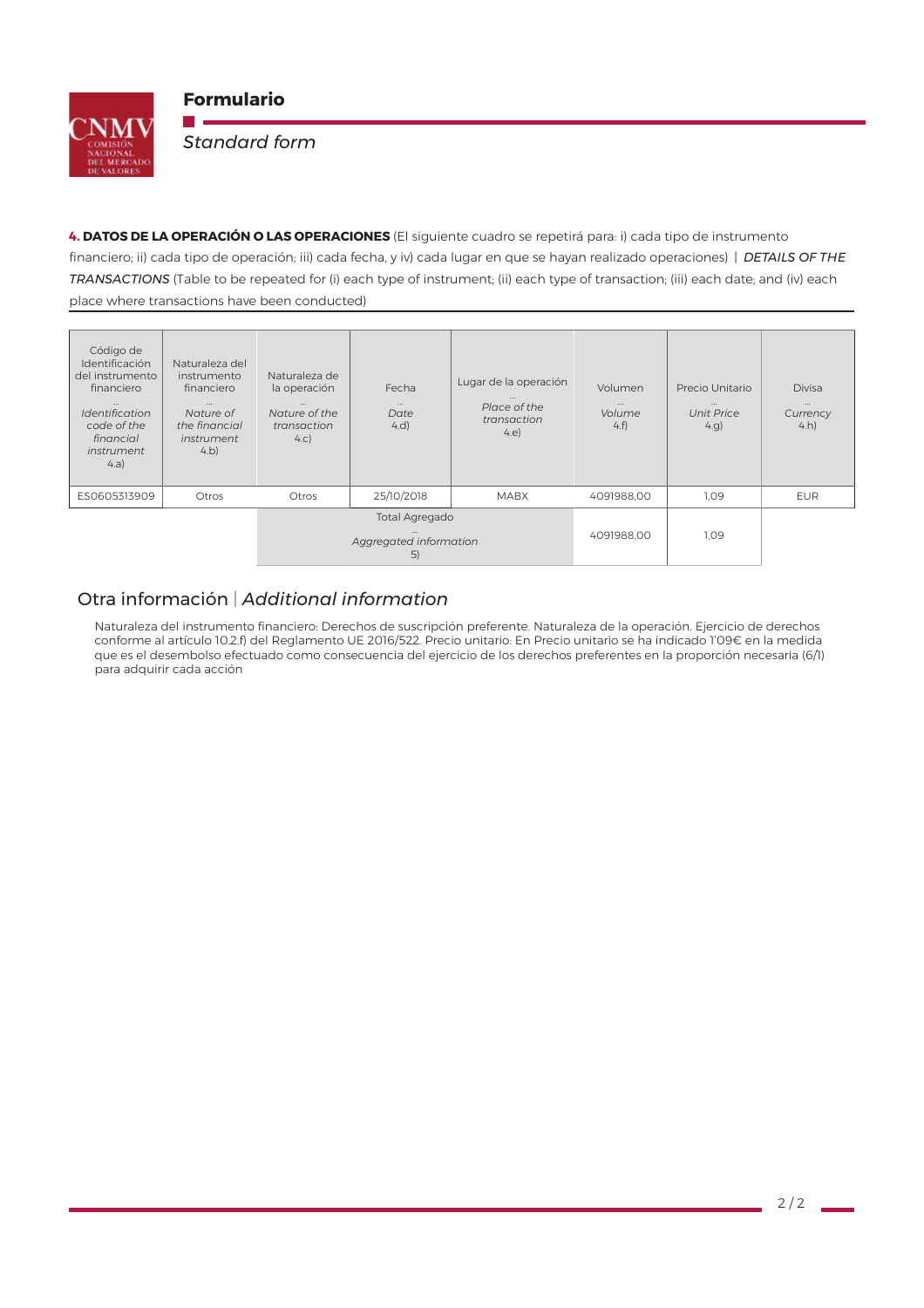# Formulario

*Standard form*

**4. DATOS DE LA OPERACIÓN O LAS OPERACIONES** (El siguiente cuadro se repetirá para: i) cada tipo de instrumento financiero; ii) cada tipo de operación; iii) cada fecha, y iv) cada lugar en que se hayan realizado operaciones) | *DETAILS OF THE TRANSACTIONS* (Table to be repeated for (i) each type of instrument; (ii) each type of transaction; (iii) each date; and (iv) each place where transactions have been conducted)

| Código de Identificación del instrumento financiero ... *Identification code of the financial instrument* 4.a) | Naturaleza del instrumento financiero ... *Nature of the financial instrument* 4.b) | Naturaleza de la operación ... *Nature of the transaction* 4.c) | Fecha ... *Date* 4.d) | Lugar de la operación ... *Place of the transaction* 4.e) | Volumen ... *Volume* 4.f) | Precio Unitario ... *Unit Price* 4.g) | Divisa ... *Currency* 4.h) |
|---|---|---|---|---|---|---|---|
| ES0605313909 | Otros | Otros | 25/10/2018 | MABX | 4091988,00 | 1,09 | EUR |
| | | Total Agregado ... *Aggregated information* 5) | | | 4091988,00 | 1,09 | |

## Otra información | *Additional information*

Naturaleza del instrumento financiero: Derechos de suscripción preferente. Naturaleza de la operación. Ejercicio de derechos conforme al artículo 10.2.f) del Reglamento UE 2016/522. Precio unitario: En Precio unitario se ha indicado 1'09€ en la medida que es el desembolso efectuado como consecuencia del ejercicio de los derechos preferentes en la proporción necesaria (6/1) para adquirir cada acción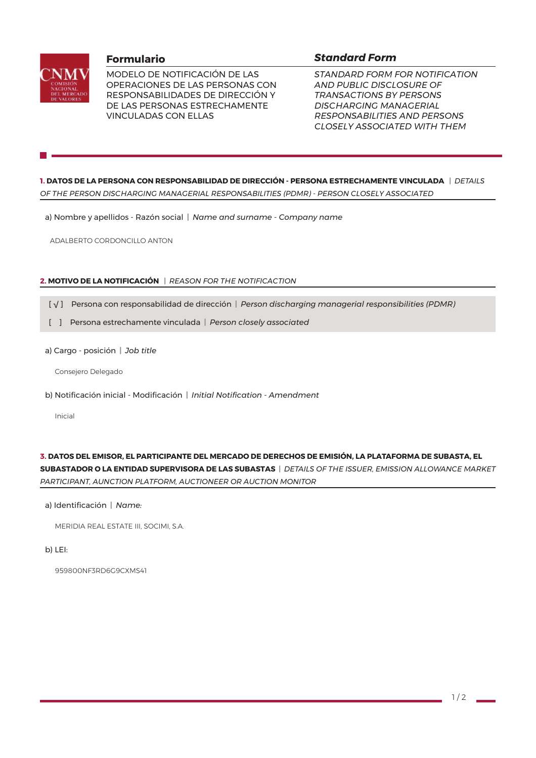**Formulario**

MODELO DE NOTIFICACIÓN DE LAS OPERACIONES DE LAS PERSONAS CON RESPONSABILIDADES DE DIRECCIÓN Y DE LAS PERSONAS ESTRECHAMENTE VINCULADAS CON ELLAS

***Standard Form***

*STANDARD FORM FOR NOTIFICATION AND PUBLIC DISCLOSURE OF TRANSACTIONS BY PERSONS DISCHARGING MANAGERIAL RESPONSABILITIES AND PERSONS CLOSELY ASSOCIATED WITH THEM*

## 1. DATOS DE LA PERSONA CON RESPONSABILIDAD DE DIRECCIÓN - PERSONA ESTRECHAMENTE VINCULADA | *DETAILS OF THE PERSON DISCHARGING MANAGERIAL RESPONSABILITIES (PDMR) - PERSON CLOSELY ASSOCIATED*

a) Nombre y apellidos - Razón social | *Name and surname - Company name*

ADALBERTO CORDONCILLO ANTON

## 2. MOTIVO DE LA NOTIFICACIÓN | *REASON FOR THE NOTIFICACTION*

[ √ ] Persona con responsabilidad de dirección | *Person discharging managerial responsibilities (PDMR)*

[ ] Persona estrechamente vinculada | *Person closely associated*

a) Cargo - posición | *Job title*

Consejero Delegado

b) Notificación inicial - Modificación | *Initial Notification - Amendment*

Inicial

## 3. DATOS DEL EMISOR, EL PARTICIPANTE DEL MERCADO DE DERECHOS DE EMISIÓN, LA PLATAFORMA DE SUBASTA, EL SUBASTADOR O LA ENTIDAD SUPERVISORA DE LAS SUBASTAS | *DETAILS OF THE ISSUER, EMISSION ALLOWANCE MARKET PARTICIPANT, AUNCTION PLATFORM, AUCTIONEER OR AUCTION MONITOR*

a) Identificación | *Name:*

MERIDIA REAL ESTATE III, SOCIMI, S.A.

b) LEI:

959800NF3RD6G9CXMS41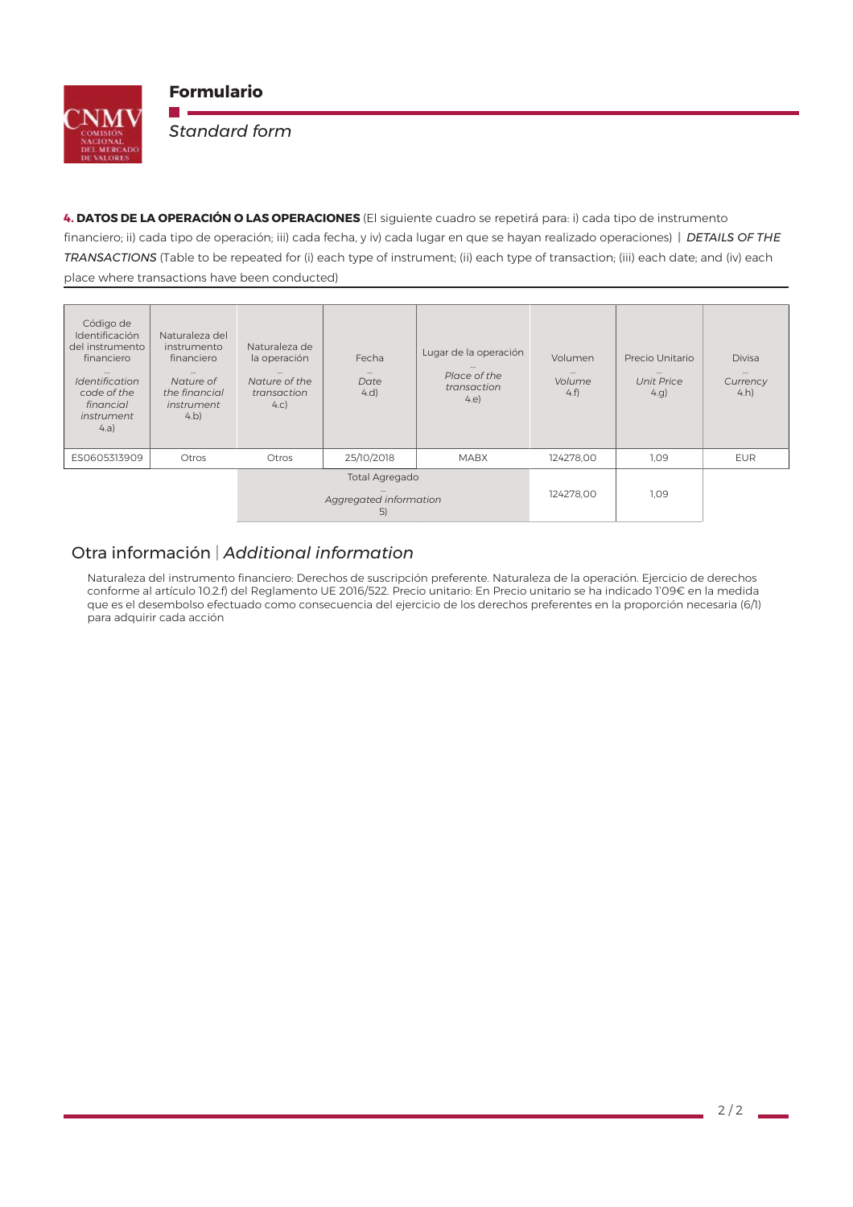# Formulario

*Standard form*

**4. DATOS DE LA OPERACIÓN O LAS OPERACIONES** (El siguiente cuadro se repetirá para: i) cada tipo de instrumento financiero; ii) cada tipo de operación; iii) cada fecha, y iv) cada lugar en que se hayan realizado operaciones) | *DETAILS OF THE TRANSACTIONS* (Table to be repeated for (i) each type of instrument; (ii) each type of transaction; (iii) each date; and (iv) each place where transactions have been conducted)

| Código de Identificación del instrumento financiero … *Identification code of the financial instrument* 4.a) | Naturaleza del instrumento financiero … *Nature of the financial instrument* 4.b) | Naturaleza de la operación … *Nature of the transaction* 4.c) | Fecha … *Date* 4.d) | Lugar de la operación … *Place of the transaction* 4.e) | Volumen … *Volume* 4.f) | Precio Unitario … *Unit Price* 4.g) | Divisa … *Currency* 4.h) |
|---|---|---|---|---|---|---|---|
| ES0605313909 | Otros | Otros | 25/10/2018 | MABX | 124278,00 | 1,09 | EUR |
| | | Total Agregado … *Aggregated information* 5) | | | 124278,00 | 1,09 | |

## Otra información | *Additional information*

Naturaleza del instrumento financiero: Derechos de suscripción preferente. Naturaleza de la operación. Ejercicio de derechos conforme al artículo 10.2.f) del Reglamento UE 2016/522. Precio unitario: En Precio unitario se ha indicado 1'09€ en la medida que es el desembolso efectuado como consecuencia del ejercicio de los derechos preferentes en la proporción necesaria (6/1) para adquirir cada acción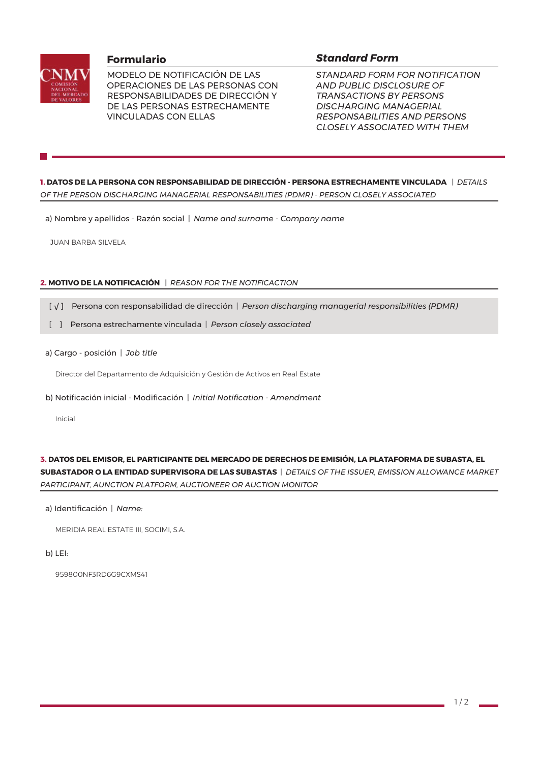# Formulario

MODELO DE NOTIFICACIÓN DE LAS OPERACIONES DE LAS PERSONAS CON RESPONSABILIDADES DE DIRECCIÓN Y DE LAS PERSONAS ESTRECHAMENTE VINCULADAS CON ELLAS

# *Standard Form*

*STANDARD FORM FOR NOTIFICATION AND PUBLIC DISCLOSURE OF TRANSACTIONS BY PERSONS DISCHARGING MANAGERIAL RESPONSABILITIES AND PERSONS CLOSELY ASSOCIATED WITH THEM*

## 1. DATOS DE LA PERSONA CON RESPONSABILIDAD DE DIRECCIÓN - PERSONA ESTRECHAMENTE VINCULADA | *DETAILS OF THE PERSON DISCHARGING MANAGERIAL RESPONSABILITIES (PDMR) - PERSON CLOSELY ASSOCIATED*

a) Nombre y apellidos - Razón social | *Name and surname - Company name*

JUAN BARBA SILVELA

## 2. MOTIVO DE LA NOTIFICACIÓN | *REASON FOR THE NOTIFICACTION*

[ √ ] Persona con responsabilidad de dirección | *Person discharging managerial responsibilities (PDMR)*

[ ] Persona estrechamente vinculada | *Person closely associated*

a) Cargo - posición | *Job title*

Director del Departamento de Adquisición y Gestión de Activos en Real Estate

b) Notificación inicial - Modificación | *Initial Notification - Amendment*

Inicial

## 3. DATOS DEL EMISOR, EL PARTICIPANTE DEL MERCADO DE DERECHOS DE EMISIÓN, LA PLATAFORMA DE SUBASTA, EL SUBASTADOR O LA ENTIDAD SUPERVISORA DE LAS SUBASTAS | *DETAILS OF THE ISSUER, EMISSION ALLOWANCE MARKET PARTICIPANT, AUNCTION PLATFORM, AUCTIONEER OR AUCTION MONITOR*

a) Identificación | *Name:*

MERIDIA REAL ESTATE III, SOCIMI, S.A.

b) LEI:

959800NF3RD6G9CXMS41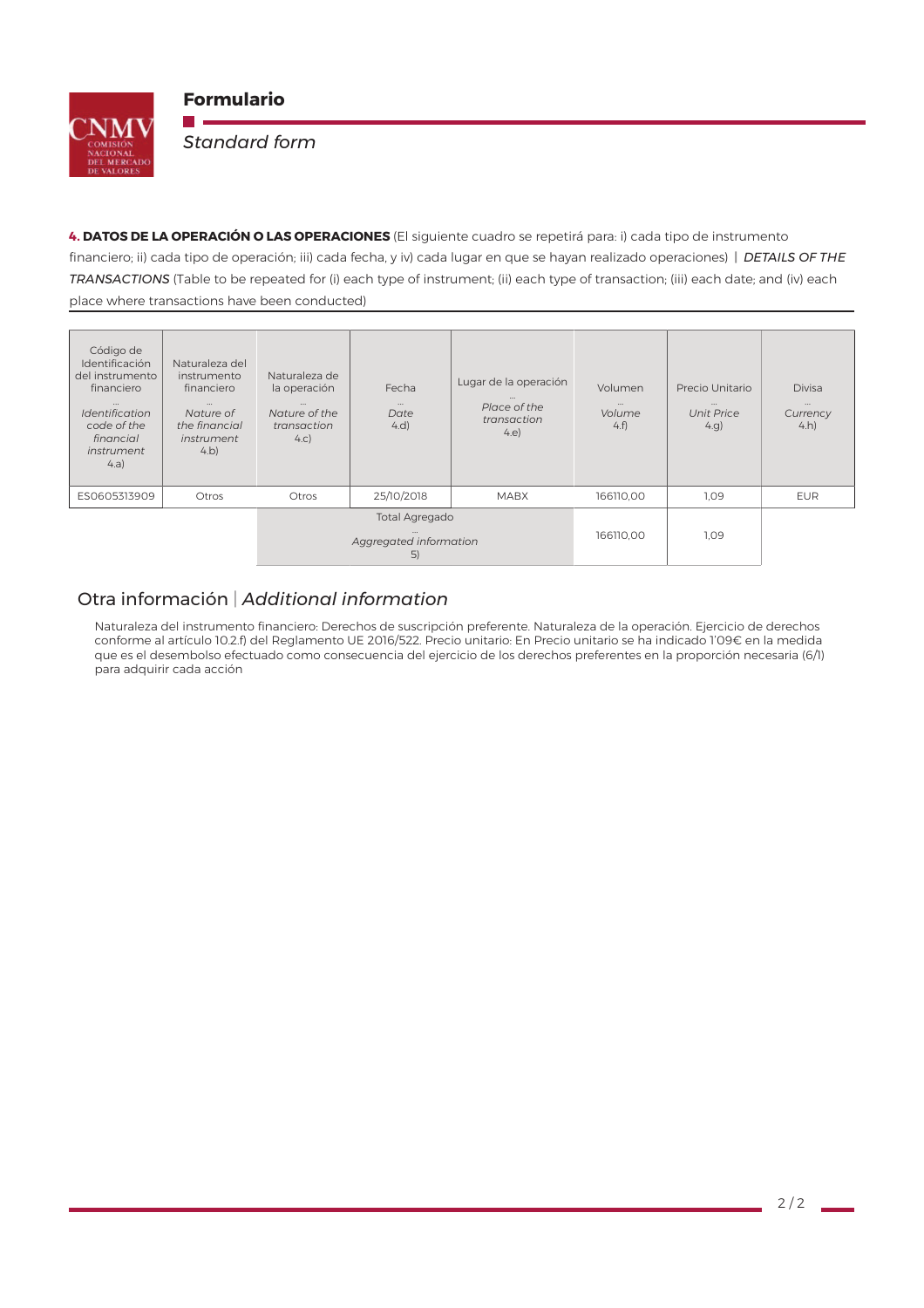# Formulario

*Standard form*

**4. DATOS DE LA OPERACIÓN O LAS OPERACIONES** (El siguiente cuadro se repetirá para: i) cada tipo de instrumento financiero; ii) cada tipo de operación; iii) cada fecha, y iv) cada lugar en que se hayan realizado operaciones) | *DETAILS OF THE TRANSACTIONS* (Table to be repeated for (i) each type of instrument; (ii) each type of transaction; (iii) each date; and (iv) each place where transactions have been conducted)

| Código de Identificación del instrumento financiero ... *Identification code of the financial instrument* 4.a) | Naturaleza del instrumento financiero ... *Nature of the financial instrument* 4.b) | Naturaleza de la operación ... *Nature of the transaction* 4.c) | Fecha ... *Date* 4.d) | Lugar de la operación ... *Place of the transaction* 4.e) | Volumen ... *Volume* 4.f) | Precio Unitario ... *Unit Price* 4.g) | Divisa ... *Currency* 4.h) |
|---|---|---|---|---|---|---|---|
| ES0605313909 | Otros | Otros | 25/10/2018 | MABX | 166110,00 | 1,09 | EUR |
| | | Total Agregado ... *Aggregated information* 5) | | | 166110,00 | 1,09 | |

## Otra información | *Additional information*

Naturaleza del instrumento financiero: Derechos de suscripción preferente. Naturaleza de la operación. Ejercicio de derechos conforme al artículo 10.2.f) del Reglamento UE 2016/522. Precio unitario: En Precio unitario se ha indicado 1'09€ en la medida que es el desembolso efectuado como consecuencia del ejercicio de los derechos preferentes en la proporción necesaria (6/1) para adquirir cada acción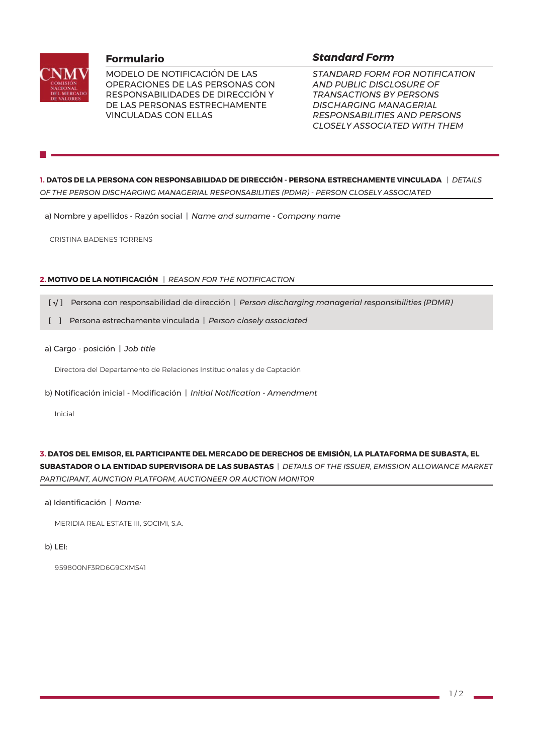**Formulario**

MODELO DE NOTIFICACIÓN DE LAS OPERACIONES DE LAS PERSONAS CON RESPONSABILIDADES DE DIRECCIÓN Y DE LAS PERSONAS ESTRECHAMENTE VINCULADAS CON ELLAS

***Standard Form***

*STANDARD FORM FOR NOTIFICATION AND PUBLIC DISCLOSURE OF TRANSACTIONS BY PERSONS DISCHARGING MANAGERIAL RESPONSABILITIES AND PERSONS CLOSELY ASSOCIATED WITH THEM*

## 1. DATOS DE LA PERSONA CON RESPONSABILIDAD DE DIRECCIÓN - PERSONA ESTRECHAMENTE VINCULADA | *DETAILS OF THE PERSON DISCHARGING MANAGERIAL RESPONSABILITIES (PDMR) - PERSON CLOSELY ASSOCIATED*

a) Nombre y apellidos - Razón social | *Name and surname - Company name*

CRISTINA BADENES TORRENS

## 2. MOTIVO DE LA NOTIFICACIÓN | *REASON FOR THE NOTIFICACTION*

[ √ ] Persona con responsabilidad de dirección | *Person discharging managerial responsibilities (PDMR)*

[ ] Persona estrechamente vinculada | *Person closely associated*

a) Cargo - posición | *Job title*

Directora del Departamento de Relaciones Institucionales y de Captación

b) Notificación inicial - Modificación | *Initial Notification - Amendment*

Inicial

## 3. DATOS DEL EMISOR, EL PARTICIPANTE DEL MERCADO DE DERECHOS DE EMISIÓN, LA PLATAFORMA DE SUBASTA, EL SUBASTADOR O LA ENTIDAD SUPERVISORA DE LAS SUBASTAS | *DETAILS OF THE ISSUER, EMISSION ALLOWANCE MARKET PARTICIPANT, AUNCTION PLATFORM, AUCTIONEER OR AUCTION MONITOR*

a) Identificación | *Name:*

MERIDIA REAL ESTATE III, SOCIMI, S.A.

b) LEI:

959800NF3RD6G9CXMS41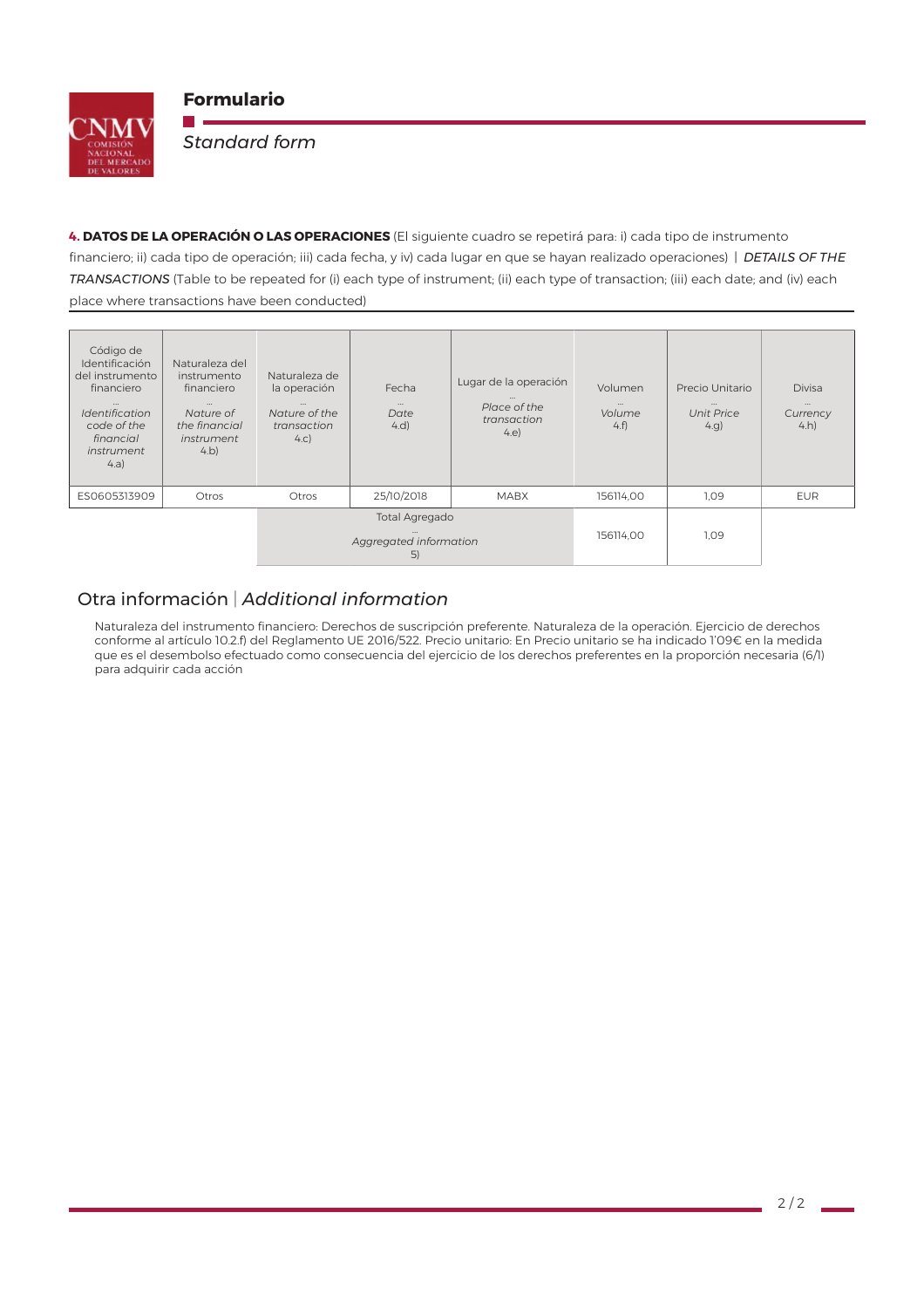**Formulario**

*Standard form*

**4. DATOS DE LA OPERACIÓN O LAS OPERACIONES** (El siguiente cuadro se repetirá para: i) cada tipo de instrumento financiero; ii) cada tipo de operación; iii) cada fecha, y iv) cada lugar en que se hayan realizado operaciones) | *DETAILS OF THE TRANSACTIONS* (Table to be repeated for (i) each type of instrument; (ii) each type of transaction; (iii) each date; and (iv) each place where transactions have been conducted)

| Código de Identificación del instrumento financiero ... *Identification code of the financial instrument* 4.a) | Naturaleza del instrumento financiero ... *Nature of the financial instrument* 4.b) | Naturaleza de la operación ... *Nature of the transaction* 4.c) | Fecha ... *Date* 4.d) | Lugar de la operación ... *Place of the transaction* 4.e) | Volumen ... *Volume* 4.f) | Precio Unitario ... *Unit Price* 4.g) | Divisa ... *Currency* 4.h) |
|---|---|---|---|---|---|---|---|
| ES0605313909 | Otros | Otros | 25/10/2018 | MABX | 156114,00 | 1,09 | EUR |
| | | Total Agregado ... *Aggregated information* 5) | | | 156114,00 | 1,09 | |

## Otra información | *Additional information*

Naturaleza del instrumento financiero: Derechos de suscripción preferente. Naturaleza de la operación. Ejercicio de derechos conforme al artículo 10.2.f) del Reglamento UE 2016/522. Precio unitario: En Precio unitario se ha indicado 1'09€ en la medida que es el desembolso efectuado como consecuencia del ejercicio de los derechos preferentes en la proporción necesaria (6/1) para adquirir cada acción